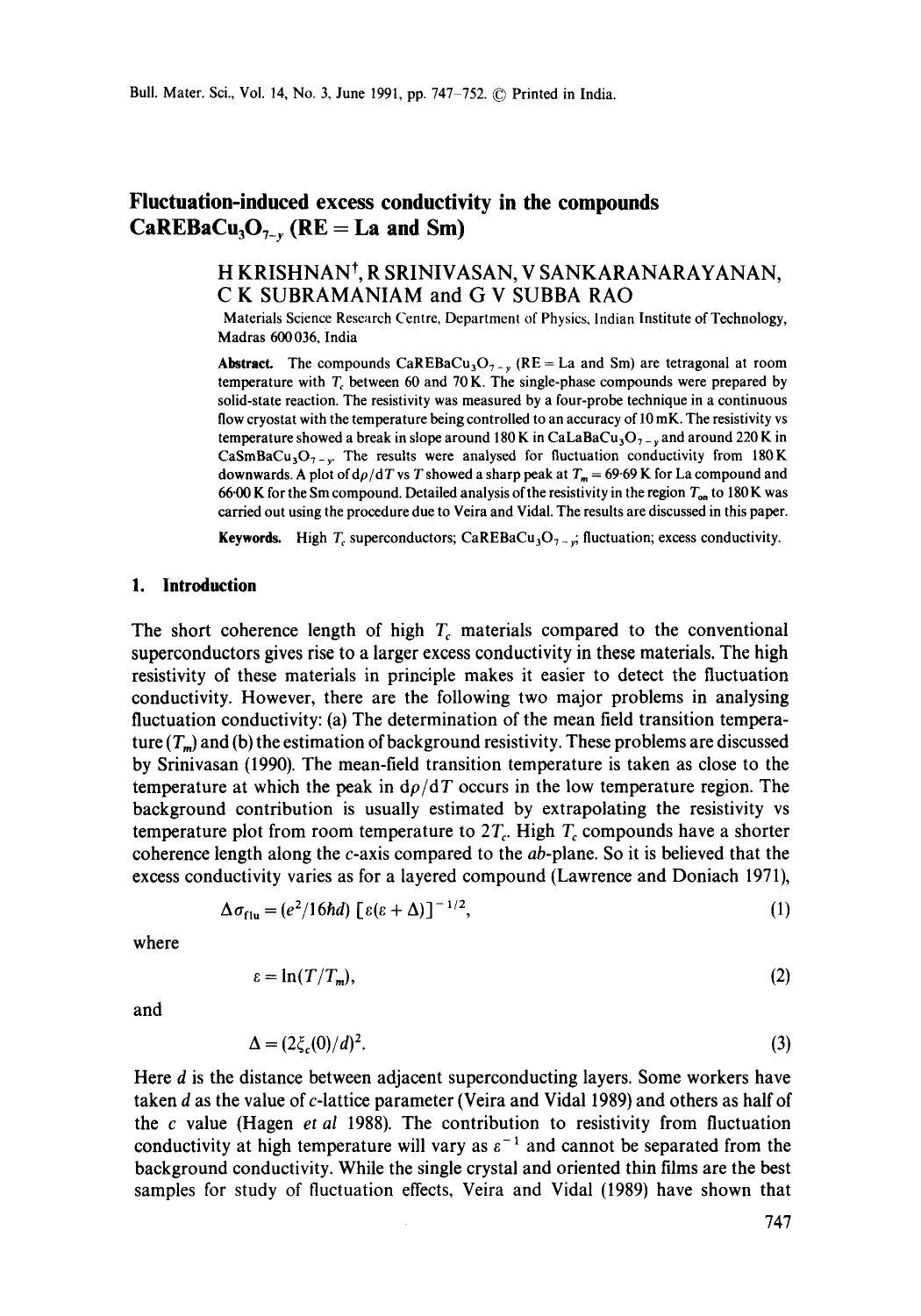# Fluctuation-induced excess conductivity in the compounds $CaREBaCu_3O_{7-y}$ (RE = La and Sm)

H KRISHNAN[†], R SRINIVASAN, V SANKARANARAYANAN, C K SUBRAMANIAM and G V SUBBA RAO

Materials Science Research Centre, Department of Physics, Indian Institute of Technology, Madras 600 036, India

**Abstract.** The compounds $CaREBaCu_3O_{7-y}$ (RE = La and Sm) are tetragonal at room temperature with $T_c$ between 60 and 70 K. The single-phase compounds were prepared by solid-state reaction. The resistivity was measured by a four-probe technique in a continuous flow cryostat with the temperature being controlled to an accuracy of 10 mK. The resistivity vs temperature showed a break in slope around 180 K in $CaLaBaCu_3O_{7-y}$ and around 220 K in $CaSmBaCu_3O_{7-y}$. The results were analysed for fluctuation conductivity from 180 K downwards. A plot of $d\rho/dT$ vs $T$ showed a sharp peak at $T_m = 69{\cdot}69$ K for La compound and $66{\cdot}00$ K for the Sm compound. Detailed analysis of the resistivity in the region $T_{on}$ to 180 K was carried out using the procedure due to Veira and Vidal. The results are discussed in this paper.

**Keywords.** High $T_c$ superconductors; $CaREBaCu_3O_{7-y}$; fluctuation; excess conductivity.

## 1. Introduction

The short coherence length of high $T_c$ materials compared to the conventional superconductors gives rise to a larger excess conductivity in these materials. The high resistivity of these materials in principle makes it easier to detect the fluctuation conductivity. However, there are the following two major problems in analysing fluctuation conductivity: (a) The determination of the mean field transition temperature ($T_m$) and (b) the estimation of background resistivity. These problems are discussed by Srinivasan (1990). The mean-field transition temperature is taken as close to the temperature at which the peak in $d\rho/dT$ occurs in the low temperature region. The background contribution is usually estimated by extrapolating the resistivity vs temperature plot from room temperature to $2T_c$. High $T_c$ compounds have a shorter coherence length along the $c$-axis compared to the $ab$-plane. So it is believed that the excess conductivity varies as for a layered compound (Lawrence and Doniach 1971),

$$\Delta\sigma_{flu} = (e^2/16\hbar d)\,[\varepsilon(\varepsilon + \Delta)]^{-1/2}, \tag{1}$$

where

$$\varepsilon = \ln(T/T_m), \tag{2}$$

and

$$\Delta = (2\xi_c(0)/d)^2. \tag{3}$$

Here $d$ is the distance between adjacent superconducting layers. Some workers have taken $d$ as the value of $c$-lattice parameter (Veira and Vidal 1989) and others as half of the $c$ value (Hagen *et al* 1988). The contribution to resistivity from fluctuation conductivity at high temperature will vary as $\varepsilon^{-1}$ and cannot be separated from the background conductivity. While the single crystal and oriented thin films are the best samples for study of fluctuation effects, Veira and Vidal (1989) have shown that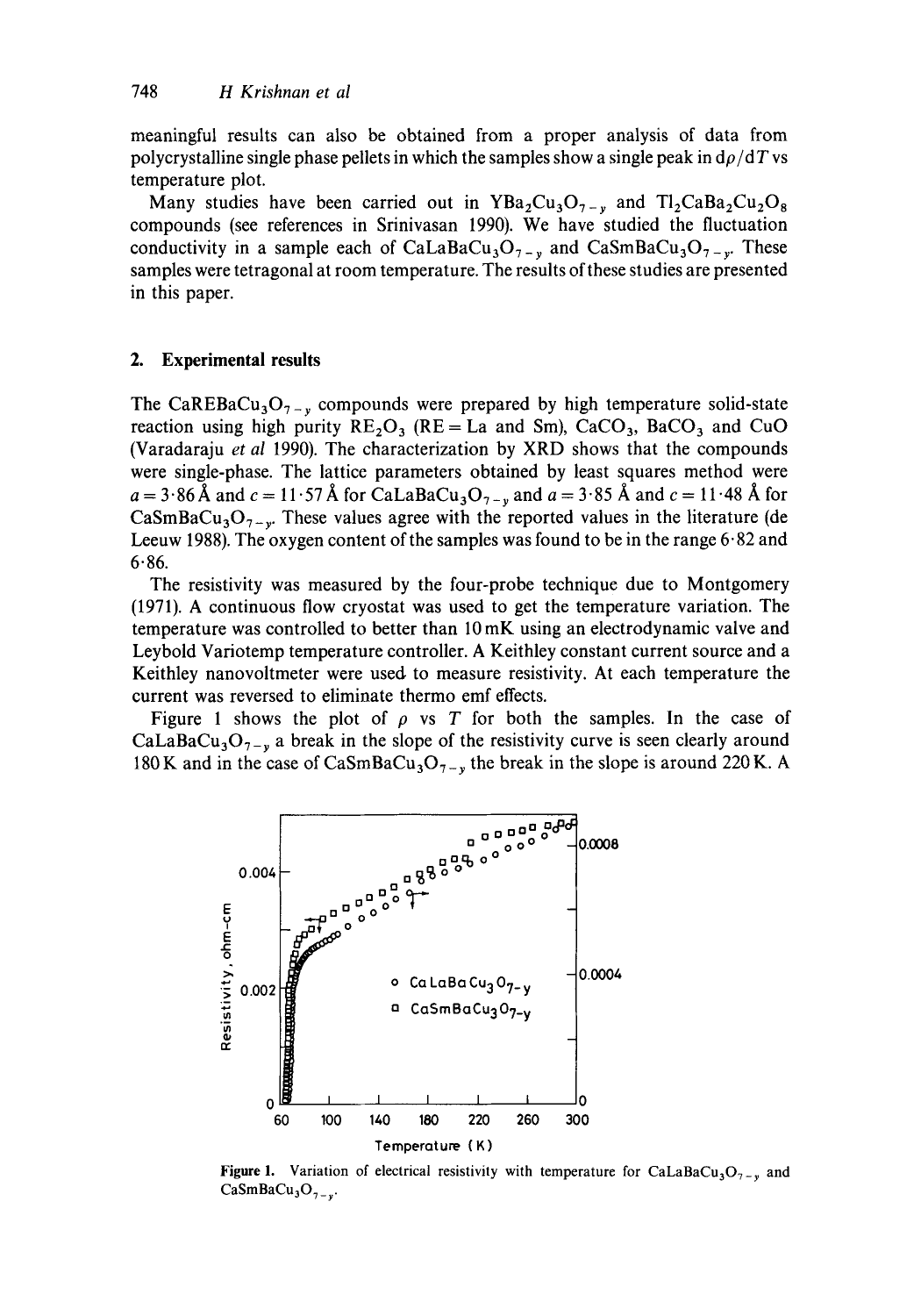meaningful results can also be obtained from a proper analysis of data from polycrystalline single phase pellets in which the samples show a single peak in $d\rho/dT$ vs temperature plot.

Many studies have been carried out in $YBa_2Cu_3O_{7-y}$ and $Tl_2CaBa_2Cu_2O_8$ compounds (see references in Srinivasan 1990). We have studied the fluctuation conductivity in a sample each of $CaLaBaCu_3O_{7-y}$ and $CaSmBaCu_3O_{7-y}$. These samples were tetragonal at room temperature. The results of these studies are presented in this paper.

## 2. Experimental results

The $CaREBaCu_3O_{7-y}$ compounds were prepared by high temperature solid-state reaction using high purity $RE_2O_3$ (RE = La and Sm), $CaCO_3$, $BaCO_3$ and CuO (Varadaraju *et al* 1990). The characterization by XRD shows that the compounds were single-phase. The lattice parameters obtained by least squares method were $a = 3{\cdot}86$ Å and $c = 11{\cdot}57$ Å for $CaLaBaCu_3O_{7-y}$ and $a = 3{\cdot}85$ Å and $c = 11{\cdot}48$ Å for $CaSmBaCu_3O_{7-y}$. These values agree with the reported values in the literature (de Leeuw 1988). The oxygen content of the samples was found to be in the range 6·82 and 6·86.

The resistivity was measured by the four-probe technique due to Montgomery (1971). A continuous flow cryostat was used to get the temperature variation. The temperature was controlled to better than 10 mK using an electrodynamic valve and Leybold Variotemp temperature controller. A Keithley constant current source and a Keithley nanovoltmeter were used to measure resistivity. At each temperature the current was reversed to eliminate thermo emf effects.

Figure 1 shows the plot of $\rho$ vs $T$ for both the samples. In the case of $CaLaBaCu_3O_{7-y}$ a break in the slope of the resistivity curve is seen clearly around 180 K and in the case of $CaSmBaCu_3O_{7-y}$ the break in the slope is around 220 K. A

**Figure 1.** Variation of electrical resistivity with temperature for $CaLaBaCu_3O_{7-y}$ and $CaSmBaCu_3O_{7-y}$.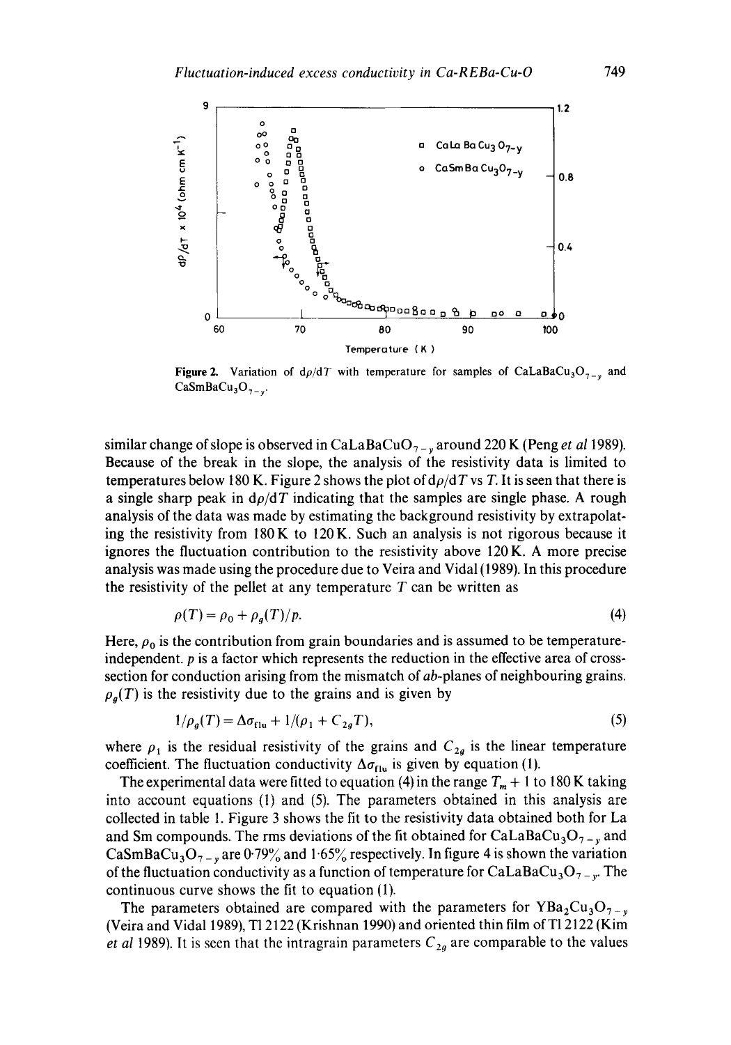Figure 2. Variation of $d\rho/dT$ with temperature for samples of $CaLaBaCu_3O_{7-y}$ and $CaSmBaCu_3O_{7-y}$.

similar change of slope is observed in $CaLaBaCuO_{7-y}$ around 220 K (Peng *et al* 1989). Because of the break in the slope, the analysis of the resistivity data is limited to temperatures below 180 K. Figure 2 shows the plot of $d\rho/dT$ vs $T$. It is seen that there is a single sharp peak in $d\rho/dT$ indicating that the samples are single phase. A rough analysis of the data was made by estimating the background resistivity by extrapolating the resistivity from 180 K to 120 K. Such an analysis is not rigorous because it ignores the fluctuation contribution to the resistivity above 120 K. A more precise analysis was made using the procedure due to Veira and Vidal (1989). In this procedure the resistivity of the pellet at any temperature $T$ can be written as

$$\rho(T) = \rho_0 + \rho_g(T)/p. \tag{4}$$

Here, $\rho_0$ is the contribution from grain boundaries and is assumed to be temperature-independent. $p$ is a factor which represents the reduction in the effective area of cross-section for conduction arising from the mismatch of *ab*-planes of neighbouring grains. $\rho_g(T)$ is the resistivity due to the grains and is given by

$$1/\rho_g(T) = \Delta\sigma_{\text{flu}} + 1/(\rho_1 + C_{2g}T), \tag{5}$$

where $\rho_1$ is the residual resistivity of the grains and $C_{2g}$ is the linear temperature coefficient. The fluctuation conductivity $\Delta\sigma_{\text{flu}}$ is given by equation (1).

The experimental data were fitted to equation (4) in the range $T_m + 1$ to 180 K taking into account equations (1) and (5). The parameters obtained in this analysis are collected in table 1. Figure 3 shows the fit to the resistivity data obtained both for La and Sm compounds. The rms deviations of the fit obtained for $CaLaBaCu_3O_{7-y}$ and $CaSmBaCu_3O_{7-y}$ are 0·79% and 1·65% respectively. In figure 4 is shown the variation of the fluctuation conductivity as a function of temperature for $CaLaBaCu_3O_{7-y}$. The continuous curve shows the fit to equation (1).

The parameters obtained are compared with the parameters for $YBa_2Cu_3O_{7-y}$ (Veira and Vidal 1989), Tl 2122 (Krishnan 1990) and oriented thin film of Tl 2122 (Kim *et al* 1989). It is seen that the intragrain parameters $C_{2g}$ are comparable to the values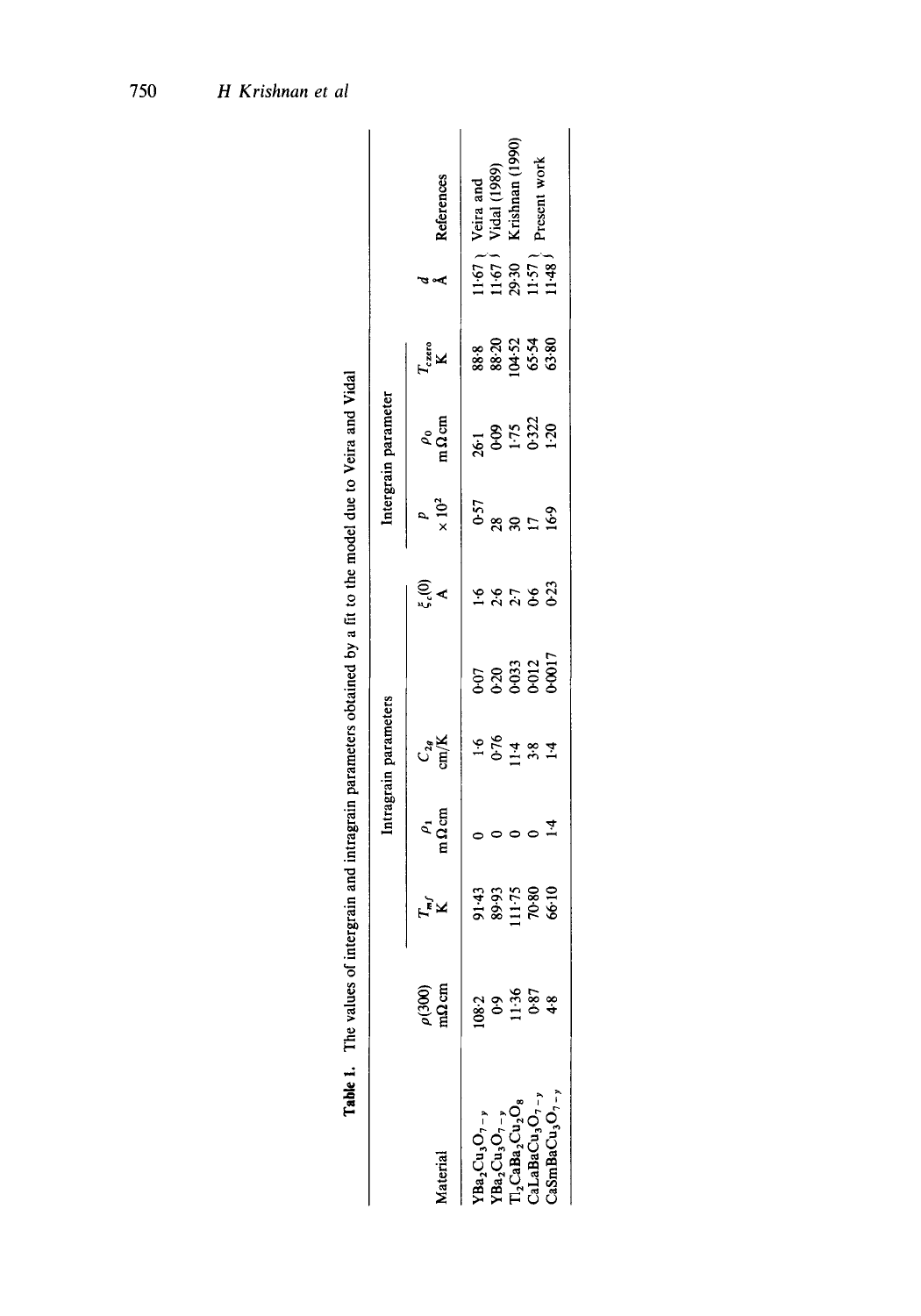**Table 1.** The values of intergrain and intragrain parameters obtained by a fit to the model due to Veira and Vidal

| Material | $\rho(300)$ m$\Omega$cm | $T_{mf}$ K | Intragrain parameters $\rho_1$ m$\Omega$cm | $C_{2d}$ cm/K | | $\xi_c(0)$ Å | Intergrain parameter $p$ $\times 10^2$ | $\rho_0$ m$\Omega$cm | $T_{czero}$ K | $d$ Å | References |
|---|---|---|---|---|---|---|---|---|---|---|---|
| $YBa_2Cu_3O_{7-y}$ | 108·2 | 91·43 | 0 | 1·6 | 0·07 | 1·6 | 0·57 | 26·1 | 88·8 | 11·67 | Veira and Vidal (1989) |
| $YBa_2Cu_3O_{7-y}$ | 0·9 | 89·93 | 0 | 0·76 | 0·20 | 2·6 | 28 | 0·09 | 88·20 | 11·67 | Veira and Vidal (1989) |
| $Tl_2CaBa_2Cu_2O_8$ | 11·36 | 111·75 | 0 | 11·4 | 0·033 | 2·7 | 30 | 1·75 | 104·52 | 29·30 | Krishnan (1990) |
| $CaLaBaCu_3O_{7-y}$ | 0·87 | 70·80 | 0 | 3·8 | 0·012 | 0·6 | 17 | 0·322 | 65·54 | 11·57 | Present work |
| $CaSmBaCu_3O_{7-y}$ | 4·8 | 66·10 | 1·4 | 1·4 | 0·0017 | 0·23 | 16·9 | 1·20 | 63·80 | 11·48 | Present work |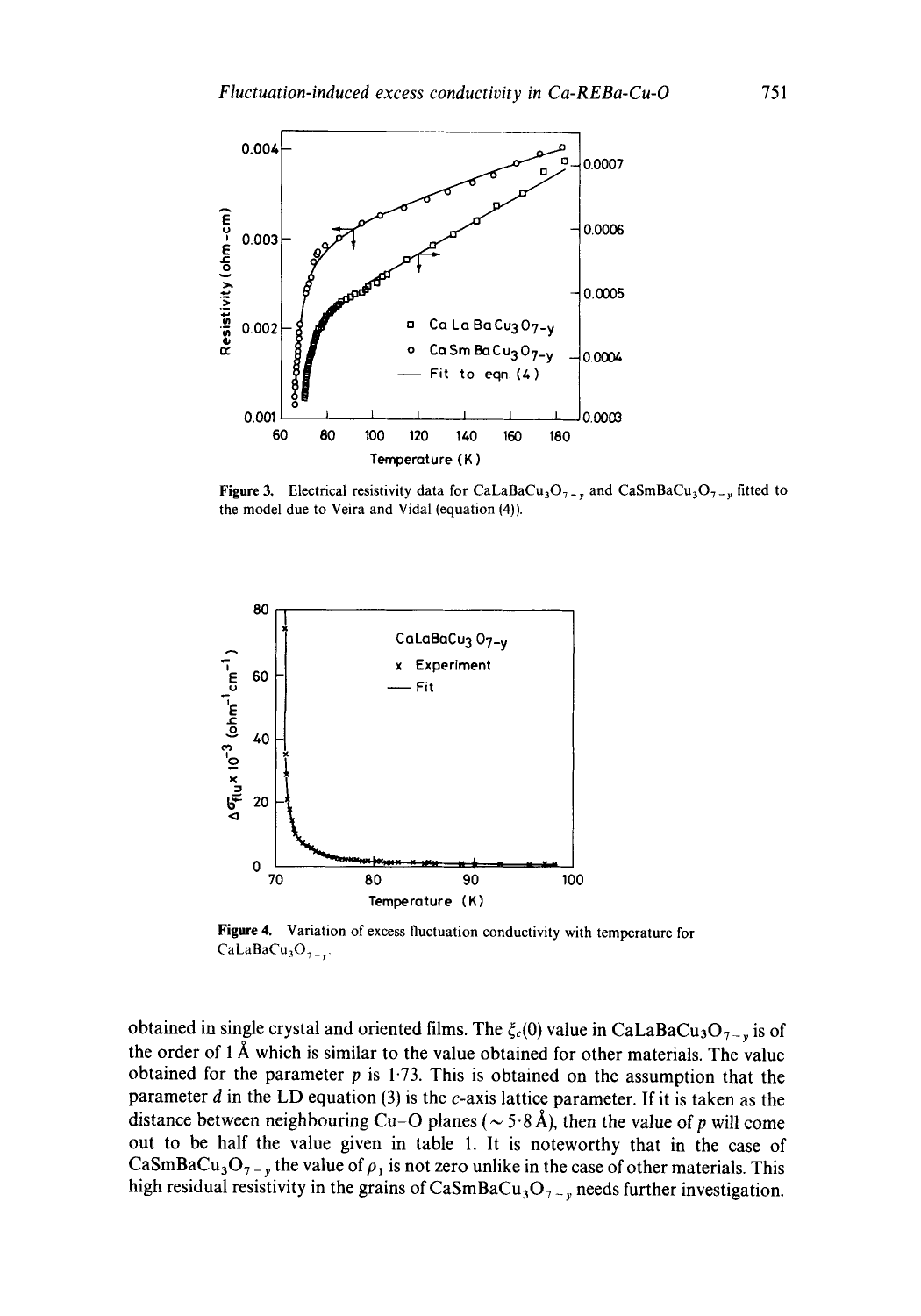Figure 3. Electrical resistivity data for $CaLaBaCu_3O_{7-y}$ and $CaSmBaCu_3O_{7-y}$ fitted to the model due to Veira and Vidal (equation (4)).

Figure 4. Variation of excess fluctuation conductivity with temperature for $CaLaBaCu_3O_{7-y}$.

obtained in single crystal and oriented films. The $\xi_c(0)$ value in $CaLaBaCu_3O_{7-y}$ is of the order of 1 Å which is similar to the value obtained for other materials. The value obtained for the parameter $p$ is 1·73. This is obtained on the assumption that the parameter $d$ in the LD equation (3) is the $c$-axis lattice parameter. If it is taken as the distance between neighbouring Cu–O planes ($\sim$ 5·8 Å), then the value of $p$ will come out to be half the value given in table 1. It is noteworthy that in the case of $CaSmBaCu_3O_{7-y}$ the value of $\rho_1$ is not zero unlike in the case of other materials. This high residual resistivity in the grains of $CaSmBaCu_3O_{7-y}$ needs further investigation.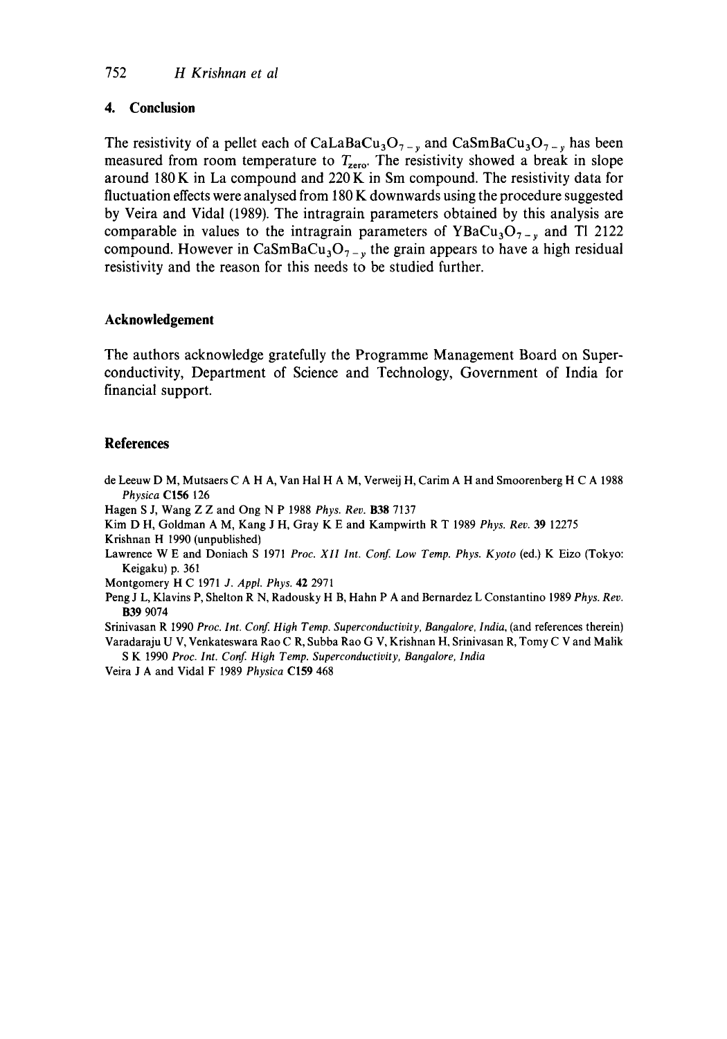## 4. Conclusion

The resistivity of a pellet each of $CaLaBaCu_3O_{7-y}$ and $CaSmBaCu_3O_{7-y}$ has been measured from room temperature to $T_{zero}$. The resistivity showed a break in slope around 180 K in La compound and 220 K in Sm compound. The resistivity data for fluctuation effects were analysed from 180 K downwards using the procedure suggested by Veira and Vidal (1989). The intragrain parameters obtained by this analysis are comparable in values to the intragrain parameters of $YBaCu_3O_{7-y}$ and Tl 2122 compound. However in $CaSmBaCu_3O_{7-y}$ the grain appears to have a high residual resistivity and the reason for this needs to be studied further.

## Acknowledgement

The authors acknowledge gratefully the Programme Management Board on Superconductivity, Department of Science and Technology, Government of India for financial support.

## References

de Leeuw D M, Mutsaers C A H A, Van Hal H A M, Verweij H, Carim A H and Smoorenberg H C A 1988 *Physica* **C156** 126

Hagen S J, Wang Z Z and Ong N P 1988 *Phys. Rev.* **B38** 7137

Kim D H, Goldman A M, Kang J H, Gray K E and Kampwirth R T 1989 *Phys. Rev.* **39** 12275

Krishnan H 1990 (unpublished)

Lawrence W E and Doniach S 1971 *Proc. XII Int. Conf. Low Temp. Phys. Kyoto* (ed.) K Eizo (Tokyo: Keigaku) p. 361

Montgomery H C 1971 *J. Appl. Phys.* **42** 2971

Peng J L, Klavins P, Shelton R N, Radousky H B, Hahn P A and Bernardez L Constantino 1989 *Phys. Rev.* **B39** 9074

Srinivasan R 1990 *Proc. Int. Conf. High Temp. Superconductivity, Bangalore, India*, (and references therein)

Varadaraju U V, Venkateswara Rao C R, Subba Rao G V, Krishnan H, Srinivasan R, Tomy C V and Malik S K 1990 *Proc. Int. Conf. High Temp. Superconductivity, Bangalore, India*

Veira J A and Vidal F 1989 *Physica* **C159** 468